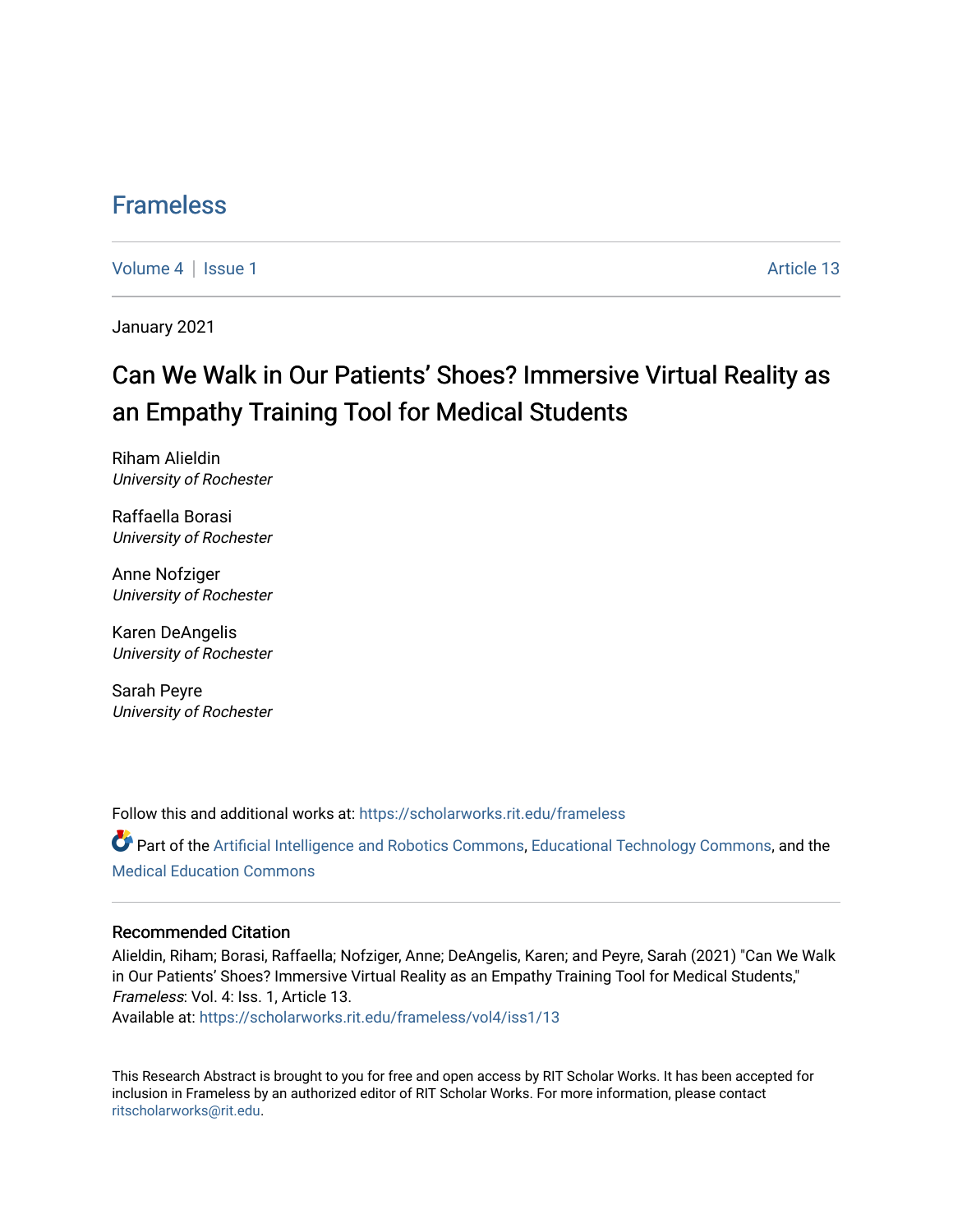# Frameless

Volume 4 | Issue 1 Article 13

January 2021

## Can We Walk in Our Patients' Shoes? Immersive Virtual Reality as an Empathy Training Tool for Medical Students

Riham Alieldin
*University of Rochester*

Raffaella Borasi
*University of Rochester*

Anne Nofziger
*University of Rochester*

Karen DeAngelis
*University of Rochester*

Sarah Peyre
*University of Rochester*

Follow this and additional works at: https://scholarworks.rit.edu/frameless

Part of the Artificial Intelligence and Robotics Commons, Educational Technology Commons, and the Medical Education Commons

### Recommended Citation

Alieldin, Riham; Borasi, Raffaella; Nofziger, Anne; DeAngelis, Karen; and Peyre, Sarah (2021) "Can We Walk in Our Patients' Shoes? Immersive Virtual Reality as an Empathy Training Tool for Medical Students," *Frameless*: Vol. 4: Iss. 1, Article 13.
Available at: https://scholarworks.rit.edu/frameless/vol4/iss1/13

This Research Abstract is brought to you for free and open access by RIT Scholar Works. It has been accepted for inclusion in Frameless by an authorized editor of RIT Scholar Works. For more information, please contact ritscholarworks@rit.edu.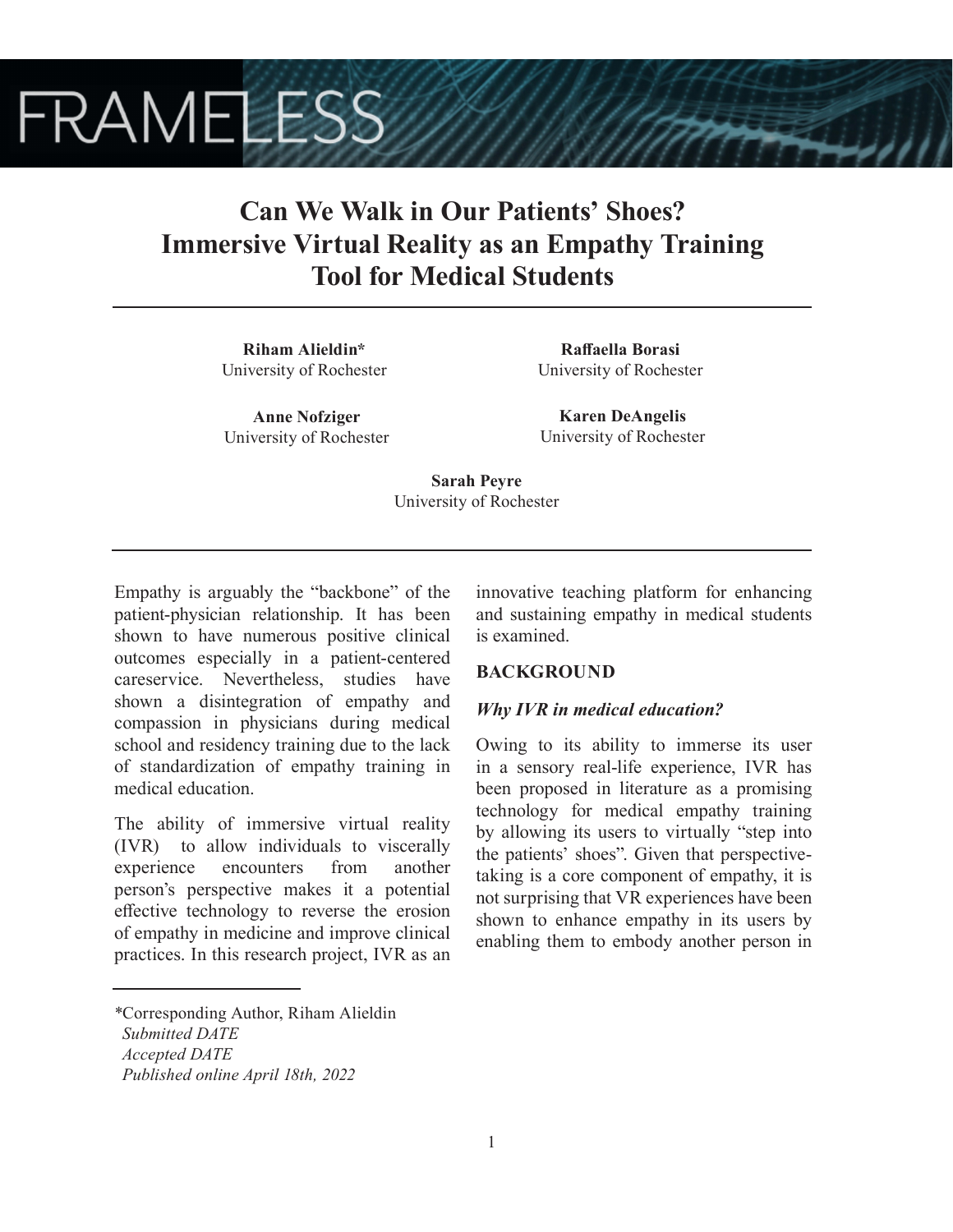# Can We Walk in Our Patients' Shoes? Immersive Virtual Reality as an Empathy Training Tool for Medical Students

**Riham Alieldin***
University of Rochester

**Raffaella Borasi**
University of Rochester

**Anne Nofziger**
University of Rochester

**Karen DeAngelis**
University of Rochester

**Sarah Peyre**
University of Rochester

Empathy is arguably the "backbone" of the patient-physician relationship. It has been shown to have numerous positive clinical outcomes especially in a patient-centered careservice. Nevertheless, studies have shown a disintegration of empathy and compassion in physicians during medical school and residency training due to the lack of standardization of empathy training in medical education.

The ability of immersive virtual reality (IVR) to allow individuals to viscerally experience encounters from another person's perspective makes it a potential effective technology to reverse the erosion of empathy in medicine and improve clinical practices. In this research project, IVR as an innovative teaching platform for enhancing and sustaining empathy in medical students is examined.

## BACKGROUND

### *Why IVR in medical education?*

Owing to its ability to immerse its user in a sensory real-life experience, IVR has been proposed in literature as a promising technology for medical empathy training by allowing its users to virtually "step into the patients' shoes". Given that perspective-taking is a core component of empathy, it is not surprising that VR experiences have been shown to enhance empathy in its users by enabling them to embody another person in

*Corresponding Author, Riham Alieldin
*Submitted DATE*
*Accepted DATE*
*Published online April 18th, 2022*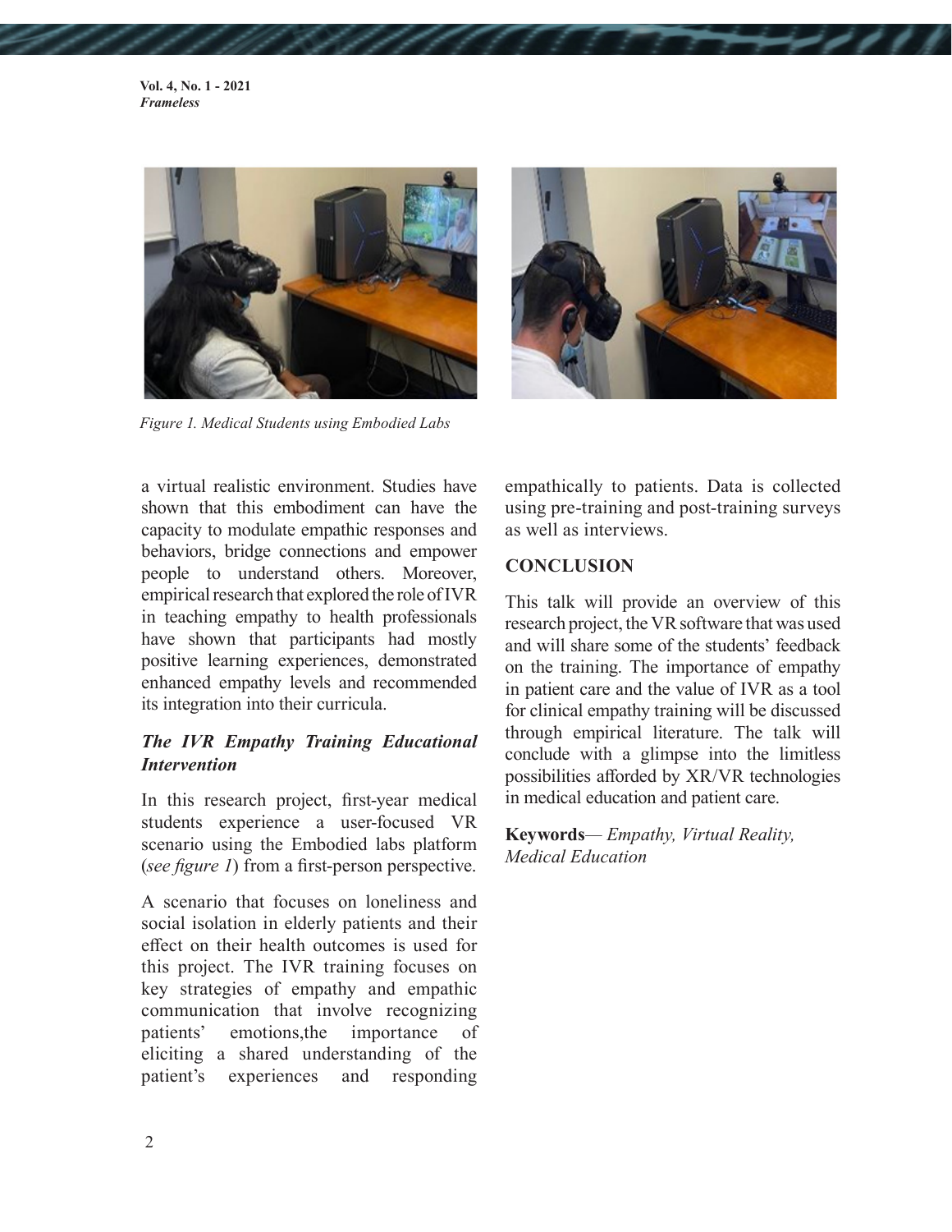Figure 1. Medical Students using Embodied Labs

a virtual realistic environment. Studies have shown that this embodiment can have the capacity to modulate empathic responses and behaviors, bridge connections and empower people to understand others. Moreover, empirical research that explored the role of IVR in teaching empathy to health professionals have shown that participants had mostly positive learning experiences, demonstrated enhanced empathy levels and recommended its integration into their curricula.

### *The IVR Empathy Training Educational Intervention*

In this research project, first-year medical students experience a user-focused VR scenario using the Embodied labs platform (*see figure 1*) from a first-person perspective.

A scenario that focuses on loneliness and social isolation in elderly patients and their effect on their health outcomes is used for this project. The IVR training focuses on key strategies of empathy and empathic communication that involve recognizing patients' emotions,the importance of eliciting a shared understanding of the patient's experiences and responding empathically to patients. Data is collected using pre-training and post-training surveys as well as interviews.

## CONCLUSION

This talk will provide an overview of this research project, the VR software that was used and will share some of the students' feedback on the training. The importance of empathy in patient care and the value of IVR as a tool for clinical empathy training will be discussed through empirical literature. The talk will conclude with a glimpse into the limitless possibilities afforded by XR/VR technologies in medical education and patient care.

**Keywords**— *Empathy, Virtual Reality, Medical Education*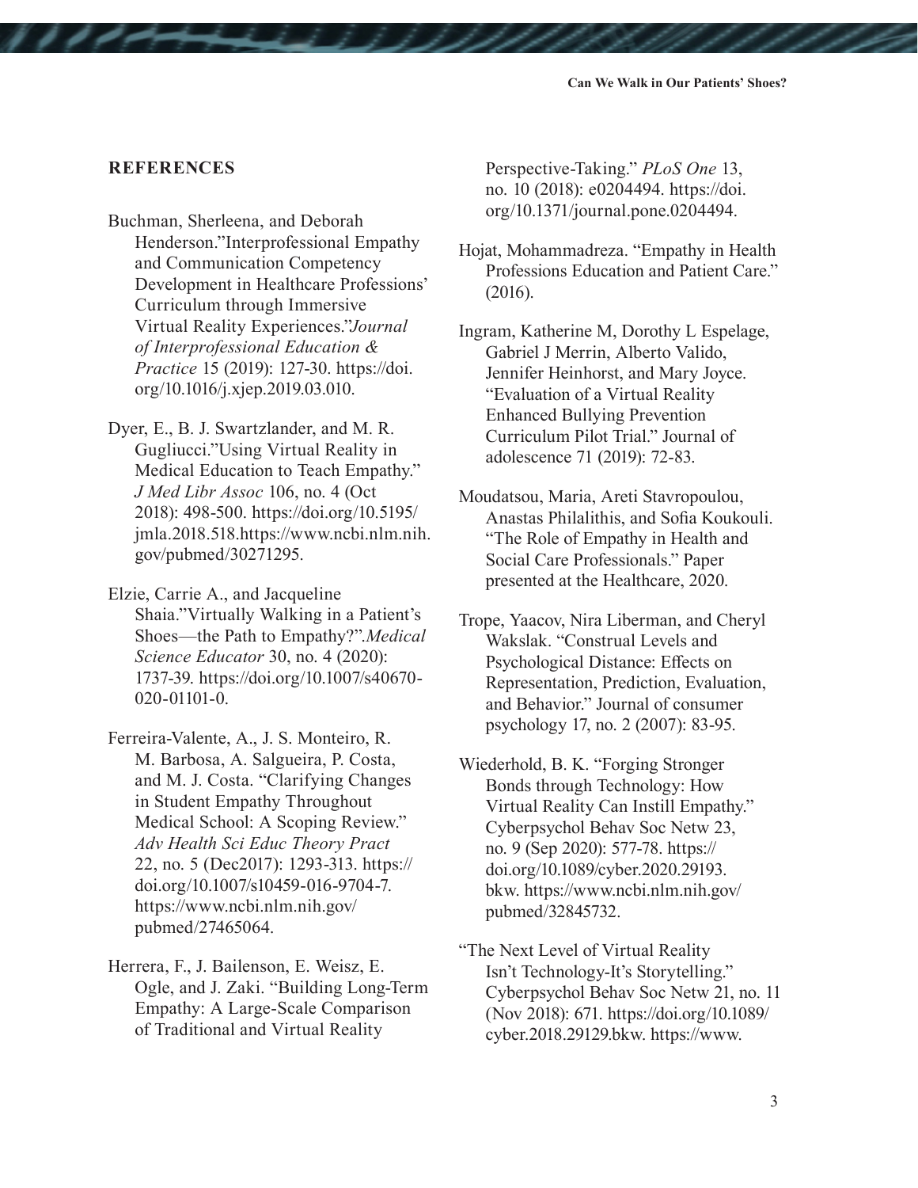## REFERENCES

Buchman, Sherleena, and Deborah Henderson."Interprofessional Empathy and Communication Competency Development in Healthcare Professions' Curriculum through Immersive Virtual Reality Experiences."*Journal of Interprofessional Education & Practice* 15 (2019): 127-30. https://doi.org/10.1016/j.xjep.2019.03.010.

Dyer, E., B. J. Swartzlander, and M. R. Gugliucci."Using Virtual Reality in Medical Education to Teach Empathy." *J Med Libr Assoc* 106, no. 4 (Oct 2018): 498-500. https://doi.org/10.5195/jmla.2018.518.https://www.ncbi.nlm.nih.gov/pubmed/30271295.

Elzie, Carrie A., and Jacqueline Shaia."Virtually Walking in a Patient's Shoes—the Path to Empathy?".*Medical Science Educator* 30, no. 4 (2020): 1737-39. https://doi.org/10.1007/s40670-020-01101-0.

Ferreira-Valente, A., J. S. Monteiro, R. M. Barbosa, A. Salgueira, P. Costa, and M. J. Costa. "Clarifying Changes in Student Empathy Throughout Medical School: A Scoping Review." *Adv Health Sci Educ Theory Pract* 22, no. 5 (Dec2017): 1293-313. https://doi.org/10.1007/s10459-016-9704-7. https://www.ncbi.nlm.nih.gov/pubmed/27465064.

Herrera, F., J. Bailenson, E. Weisz, E. Ogle, and J. Zaki. "Building Long-Term Empathy: A Large-Scale Comparison of Traditional and Virtual Reality Perspective-Taking." *PLoS One* 13, no. 10 (2018): e0204494. https://doi.org/10.1371/journal.pone.0204494.

Hojat, Mohammadreza. "Empathy in Health Professions Education and Patient Care." (2016).

Ingram, Katherine M, Dorothy L Espelage, Gabriel J Merrin, Alberto Valido, Jennifer Heinhorst, and Mary Joyce. "Evaluation of a Virtual Reality Enhanced Bullying Prevention Curriculum Pilot Trial." Journal of adolescence 71 (2019): 72-83.

Moudatsou, Maria, Areti Stavropoulou, Anastas Philalithis, and Sofia Koukouli. "The Role of Empathy in Health and Social Care Professionals." Paper presented at the Healthcare, 2020.

Trope, Yaacov, Nira Liberman, and Cheryl Wakslak. "Construal Levels and Psychological Distance: Effects on Representation, Prediction, Evaluation, and Behavior." Journal of consumer psychology 17, no. 2 (2007): 83-95.

Wiederhold, B. K. "Forging Stronger Bonds through Technology: How Virtual Reality Can Instill Empathy." Cyberpsychol Behav Soc Netw 23, no. 9 (Sep 2020): 577-78. https://doi.org/10.1089/cyber.2020.29193.bkw. https://www.ncbi.nlm.nih.gov/pubmed/32845732.

"The Next Level of Virtual Reality Isn't Technology-It's Storytelling." Cyberpsychol Behav Soc Netw 21, no. 11 (Nov 2018): 671. https://doi.org/10.1089/cyber.2018.29129.bkw. https://www.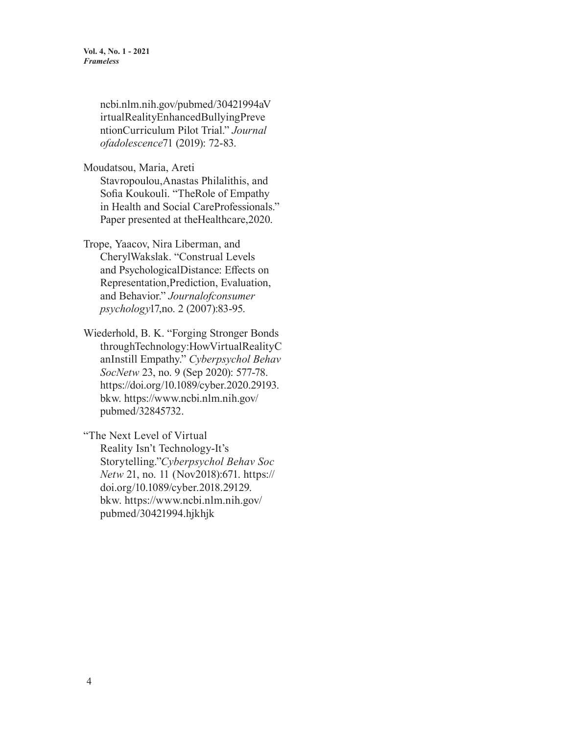ncbi.nlm.nih.gov/pubmed/30421994aVirtualRealityEnhancedBullyingPreventionCurriculum Pilot Trial." *Journal ofadolescence*71 (2019): 72-83.

Moudatsou, Maria, Areti Stavropoulou,Anastas Philalithis, and Sofia Koukouli. "TheRole of Empathy in Health and Social CareProfessionals." Paper presented at theHealthcare,2020.

Trope, Yaacov, Nira Liberman, and CherylWakslak. "Construal Levels and PsychologicalDistance: Effects on Representation,Prediction, Evaluation, and Behavior." *Journalofconsumer psychology*17,no. 2 (2007):83-95.

Wiederhold, B. K. "Forging Stronger Bonds throughTechnology:HowVirtualRealityCanInstill Empathy." *Cyberpsychol Behav SocNetw* 23, no. 9 (Sep 2020): 577-78. https://doi.org/10.1089/cyber.2020.29193.bkw. https://www.ncbi.nlm.nih.gov/pubmed/32845732.

"The Next Level of Virtual Reality Isn't Technology-It's Storytelling."*Cyberpsychol Behav Soc Netw* 21, no. 11 (Nov2018):671. https://doi.org/10.1089/cyber.2018.29129.bkw. https://www.ncbi.nlm.nih.gov/pubmed/30421994.hjkhjk